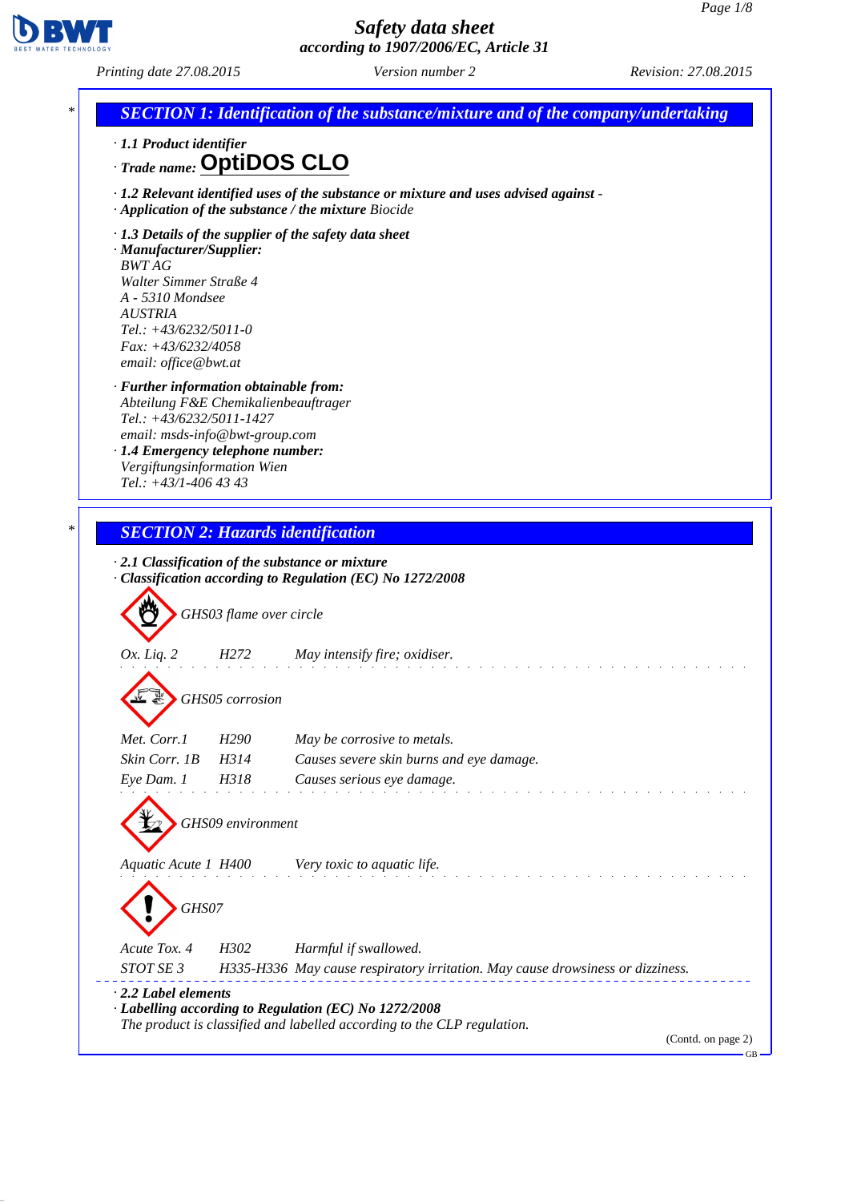# Safety data sheet
## according to 1907/2006/EC, Article 31

Printing date 27.08.2015 | Version number 2 | Revision: 27.08.2015

## SECTION 1: Identification of the substance/mixture and of the company/undertaking

· **1.1 Product identifier**

· **Trade name: OptiDOS CLO**

· **1.2 Relevant identified uses of the substance or mixture and uses advised against** -

· **Application of the substance / the mixture** Biocide

· **1.3 Details of the supplier of the safety data sheet**

· **Manufacturer/Supplier:**

BWT AG
Walter Simmer Straße 4
A - 5310 Mondsee
AUSTRIA
Tel.: +43/6232/5011-0
Fax: +43/6232/4058
email: office@bwt.at

· **Further information obtainable from:**

Abteilung F&E Chemikalienbeauftrager
Tel.: +43/6232/5011-1427
email: msds-info@bwt-group.com

· **1.4 Emergency telephone number:**

Vergiftungsinformation Wien
Tel.: +43/1-406 43 43

## SECTION 2: Hazards identification

· **2.1 Classification of the substance or mixture**

· **Classification according to Regulation (EC) No 1272/2008**

GHS03 flame over circle

| | | |
|---|---|---|
| Ox. Liq. 2 | H272 | May intensify fire; oxidiser. |

GHS05 corrosion

| | | |
|---|---|---|
| Met. Corr.1 | H290 | May be corrosive to metals. |
| Skin Corr. 1B | H314 | Causes severe skin burns and eye damage. |
| Eye Dam. 1 | H318 | Causes serious eye damage. |

GHS09 environment

| | | |
|---|---|---|
| Aquatic Acute 1 | H400 | Very toxic to aquatic life. |

GHS07

| | | |
|---|---|---|
| Acute Tox. 4 | H302 | Harmful if swallowed. |
| STOT SE 3 | H335-H336 | May cause respiratory irritation. May cause drowsiness or dizziness. |

· **2.2 Label elements**

· **Labelling according to Regulation (EC) No 1272/2008**

The product is classified and labelled according to the CLP regulation.

(Contd. on page 2)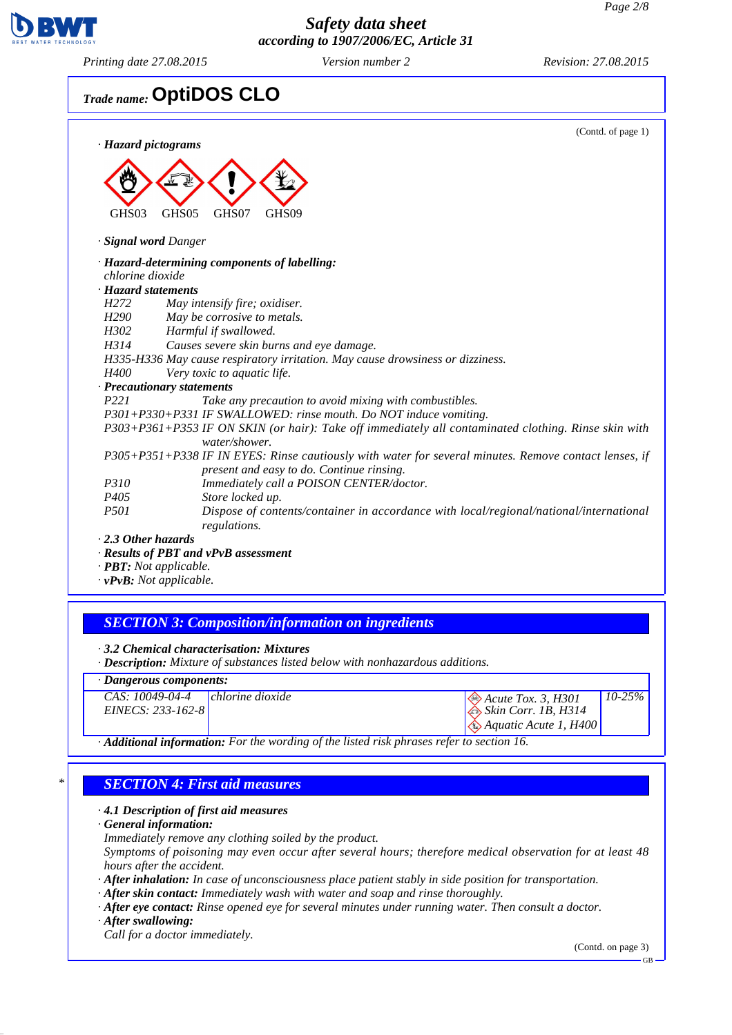**Safety data sheet**
**according to 1907/2006/EC, Article 31**

Printing date 27.08.2015 | Version number 2 | Revision: 27.08.2015

**Trade name: OptiDOS CLO**

(Contd. of page 1)

· **Hazard pictograms**

GHS03 GHS05 GHS07 GHS09

· **Signal word** Danger

· **Hazard-determining components of labelling:**
chlorine dioxide

· **Hazard statements**

H272 May intensify fire; oxidiser.
H290 May be corrosive to metals.
H302 Harmful if swallowed.
H314 Causes severe skin burns and eye damage.
H335-H336 May cause respiratory irritation. May cause drowsiness or dizziness.
H400 Very toxic to aquatic life.

· **Precautionary statements**

P221 Take any precaution to avoid mixing with combustibles.
P301+P330+P331 IF SWALLOWED: rinse mouth. Do NOT induce vomiting.
P303+P361+P353 IF ON SKIN (or hair): Take off immediately all contaminated clothing. Rinse skin with water/shower.
P305+P351+P338 IF IN EYES: Rinse cautiously with water for several minutes. Remove contact lenses, if present and easy to do. Continue rinsing.
P310 Immediately call a POISON CENTER/doctor.
P405 Store locked up.
P501 Dispose of contents/container in accordance with local/regional/national/international regulations.

· **2.3 Other hazards**
· **Results of PBT and vPvB assessment**
· **PBT:** Not applicable.
· **vPvB:** Not applicable.

## SECTION 3: Composition/information on ingredients

· **3.2 Chemical characterisation: Mixtures**
· **Description:** Mixture of substances listed below with nonhazardous additions.

· **Dangerous components:**

| | | | |
|---|---|---|---|
| CAS: 10049-04-4<br>EINECS: 233-162-8 | chlorine dioxide | Acute Tox. 3, H301<br>Skin Corr. 1B, H314<br>Aquatic Acute 1, H400 | 10-25% |

· **Additional information:** For the wording of the listed risk phrases refer to section 16.

## * SECTION 4: First aid measures

· **4.1 Description of first aid measures**
· **General information:**
Immediately remove any clothing soiled by the product.
Symptoms of poisoning may even occur after several hours; therefore medical observation for at least 48 hours after the accident.
· **After inhalation:** In case of unconsciousness place patient stably in side position for transportation.
· **After skin contact:** Immediately wash with water and soap and rinse thoroughly.
· **After eye contact:** Rinse opened eye for several minutes under running water. Then consult a doctor.
· **After swallowing:**
Call for a doctor immediately.

(Contd. on page 3)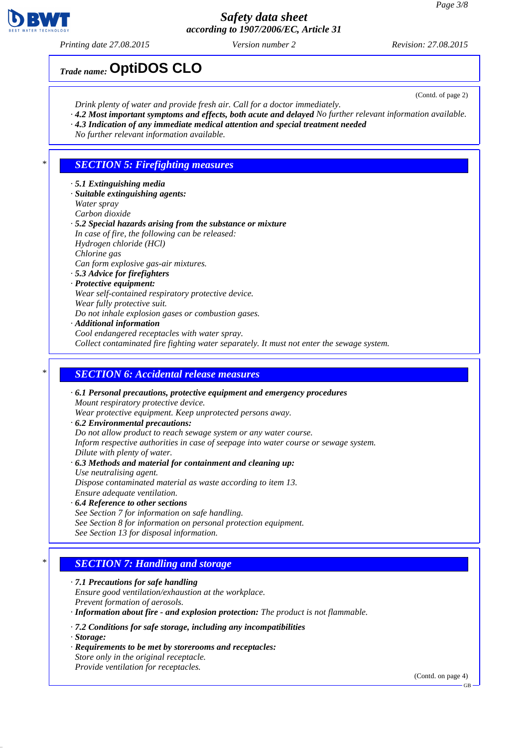Trade name: **OptiDOS CLO**

(Contd. of page 2)

*Drink plenty of water and provide fresh air. Call for a doctor immediately.*
· ***4.2 Most important symptoms and effects, both acute and delayed*** *No further relevant information available.*
· ***4.3 Indication of any immediate medical attention and special treatment needed***
*No further relevant information available.*

## * SECTION 5: Firefighting measures

· ***5.1 Extinguishing media***
· ***Suitable extinguishing agents:***
*Water spray*
*Carbon dioxide*
· ***5.2 Special hazards arising from the substance or mixture***
*In case of fire, the following can be released:*
*Hydrogen chloride (HCl)*
*Chlorine gas*
*Can form explosive gas-air mixtures.*
· ***5.3 Advice for firefighters***
· ***Protective equipment:***
*Wear self-contained respiratory protective device.*
*Wear fully protective suit.*
*Do not inhale explosion gases or combustion gases.*
· ***Additional information***
*Cool endangered receptacles with water spray.*
*Collect contaminated fire fighting water separately. It must not enter the sewage system.*

## * SECTION 6: Accidental release measures

· ***6.1 Personal precautions, protective equipment and emergency procedures***
*Mount respiratory protective device.*
*Wear protective equipment. Keep unprotected persons away.*
· ***6.2 Environmental precautions:***
*Do not allow product to reach sewage system or any water course.*
*Inform respective authorities in case of seepage into water course or sewage system.*
*Dilute with plenty of water.*
· ***6.3 Methods and material for containment and cleaning up:***
*Use neutralising agent.*
*Dispose contaminated material as waste according to item 13.*
*Ensure adequate ventilation.*
· ***6.4 Reference to other sections***
*See Section 7 for information on safe handling.*
*See Section 8 for information on personal protection equipment.*
*See Section 13 for disposal information.*

## * SECTION 7: Handling and storage

· ***7.1 Precautions for safe handling***
*Ensure good ventilation/exhaustion at the workplace.*
*Prevent formation of aerosols.*
· ***Information about fire - and explosion protection:*** *The product is not flammable.*

· ***7.2 Conditions for safe storage, including any incompatibilities***
· ***Storage:***
· ***Requirements to be met by storerooms and receptacles:***
*Store only in the original receptacle.*
*Provide ventilation for receptacles.*

(Contd. on page 4)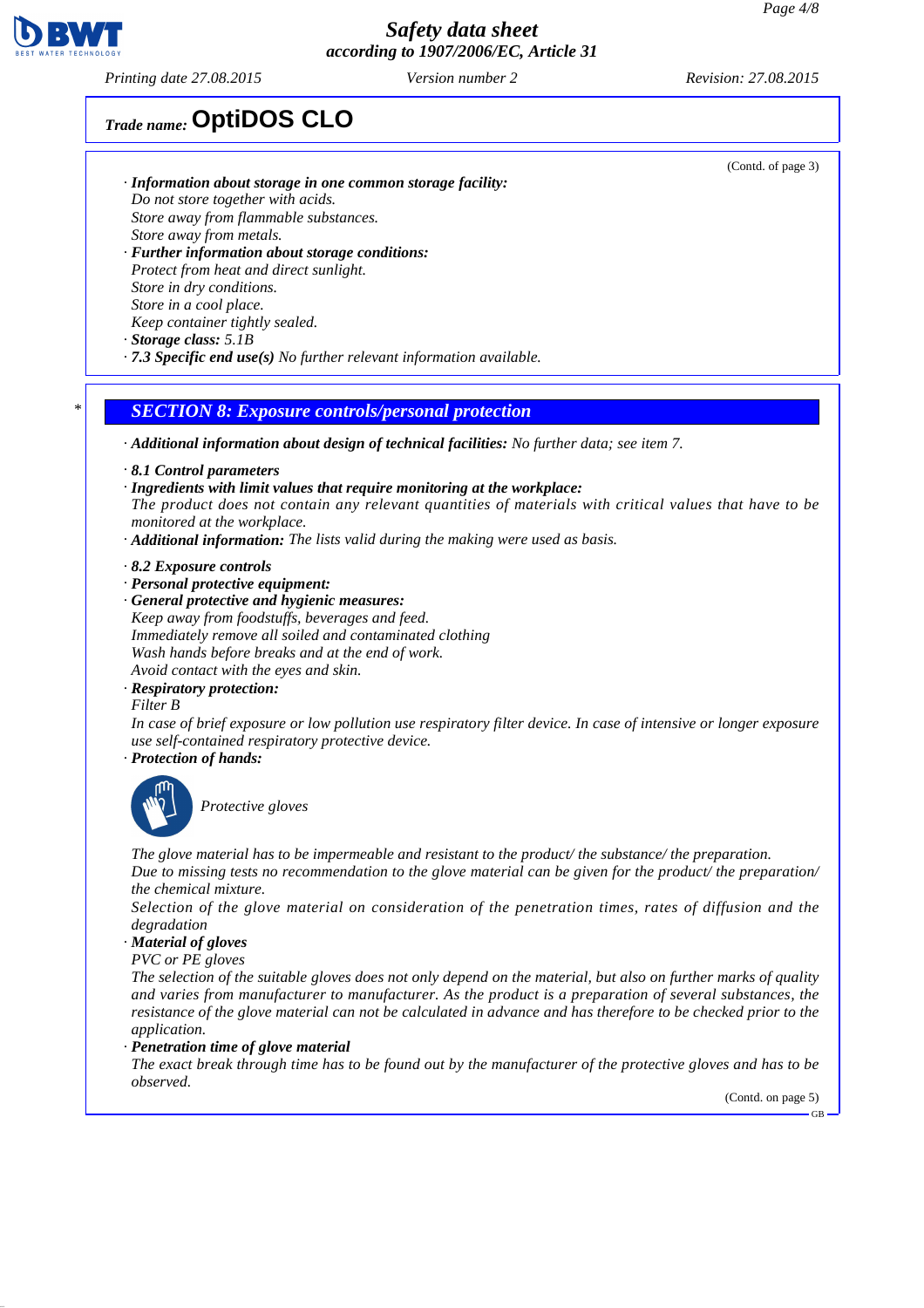Trade name: **OptiDOS CLO**

(Contd. of page 3)

· ***Information about storage in one common storage facility:***
*Do not store together with acids.*
*Store away from flammable substances.*
*Store away from metals.*
· ***Further information about storage conditions:***
*Protect from heat and direct sunlight.*
*Store in dry conditions.*
*Store in a cool place.*
*Keep container tightly sealed.*
· ***Storage class:*** *5.1B*
· ***7.3 Specific end use(s)*** *No further relevant information available.*

\* 

## SECTION 8: Exposure controls/personal protection

· ***Additional information about design of technical facilities:*** *No further data; see item 7.*

· ***8.1 Control parameters***
· ***Ingredients with limit values that require monitoring at the workplace:***
*The product does not contain any relevant quantities of materials with critical values that have to be monitored at the workplace.*
· ***Additional information:*** *The lists valid during the making were used as basis.*

· ***8.2 Exposure controls***
· ***Personal protective equipment:***
· ***General protective and hygienic measures:***
*Keep away from foodstuffs, beverages and feed.*
*Immediately remove all soiled and contaminated clothing*
*Wash hands before breaks and at the end of work.*
*Avoid contact with the eyes and skin.*
· ***Respiratory protection:***
*Filter B*
*In case of brief exposure or low pollution use respiratory filter device. In case of intensive or longer exposure use self-contained respiratory protective device.*
· ***Protection of hands:***

*Protective gloves*

*The glove material has to be impermeable and resistant to the product/ the substance/ the preparation.*
*Due to missing tests no recommendation to the glove material can be given for the product/ the preparation/ the chemical mixture.*
*Selection of the glove material on consideration of the penetration times, rates of diffusion and the degradation*
· ***Material of gloves***
*PVC or PE gloves*
*The selection of the suitable gloves does not only depend on the material, but also on further marks of quality and varies from manufacturer to manufacturer. As the product is a preparation of several substances, the resistance of the glove material can not be calculated in advance and has therefore to be checked prior to the application.*
· ***Penetration time of glove material***
*The exact break through time has to be found out by the manufacturer of the protective gloves and has to be observed.*

(Contd. on page 5)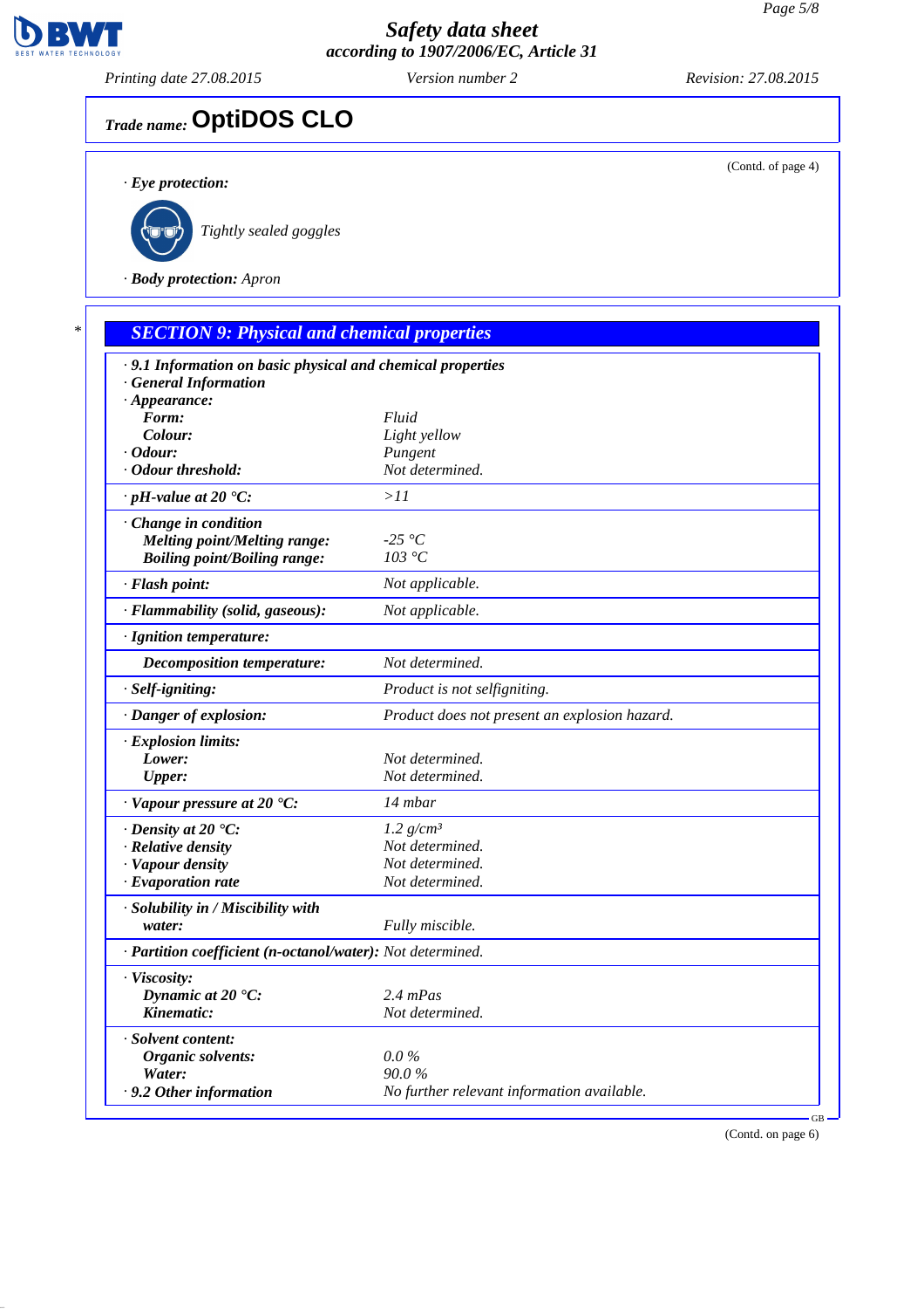Trade name: **OptiDOS CLO**

(Contd. of page 4)

· *Eye protection:*

*Tightly sealed goggles*

· *Body protection:* Apron

## SECTION 9: Physical and chemical properties

· **9.1 Information on basic physical and chemical properties**
· **General Information**
· **Appearance:**

| | |
|---|---|
| **Form:** | Fluid |
| **Colour:** | Light yellow |
| · **Odour:** | Pungent |
| · **Odour threshold:** | Not determined. |
| · **pH-value at 20 °C:** | >11 |
| · **Change in condition** | |
| **Melting point/Melting range:** | -25 °C |
| **Boiling point/Boiling range:** | 103 °C |
| · **Flash point:** | Not applicable. |
| · **Flammability (solid, gaseous):** | Not applicable. |
| · **Ignition temperature:** | |
| **Decomposition temperature:** | Not determined. |
| · **Self-igniting:** | Product is not selfigniting. |
| · **Danger of explosion:** | Product does not present an explosion hazard. |
| · **Explosion limits:** | |
| **Lower:** | Not determined. |
| **Upper:** | Not determined. |
| · **Vapour pressure at 20 °C:** | 14 mbar |
| · **Density at 20 °C:** | 1.2 g/cm³ |
| · **Relative density** | Not determined. |
| · **Vapour density** | Not determined. |
| · **Evaporation rate** | Not determined. |
| · **Solubility in / Miscibility with** | |
| **water:** | Fully miscible. |
| · **Partition coefficient (n-octanol/water):** | Not determined. |
| · **Viscosity:** | |
| **Dynamic at 20 °C:** | 2.4 mPas |
| **Kinematic:** | Not determined. |
| · **Solvent content:** | |
| **Organic solvents:** | 0.0 % |
| **Water:** | 90.0 % |
| · **9.2 Other information** | No further relevant information available. |

GB

(Contd. on page 6)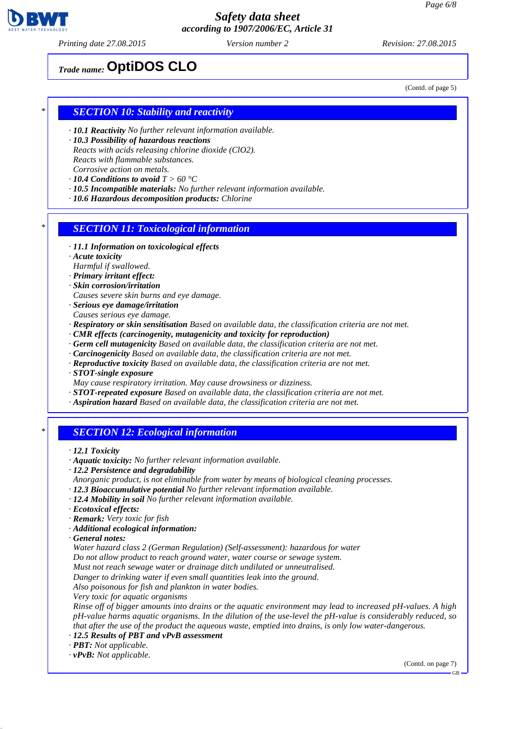**Trade name: OptiDOS CLO**

(Contd. of page 5)

## SECTION 10: Stability and reactivity

· **10.1 Reactivity** No further relevant information available.
· **10.3 Possibility of hazardous reactions**
Reacts with acids releasing chlorine dioxide ($ClO_2$).
Reacts with flammable substances.
Corrosive action on metals.
· **10.4 Conditions to avoid** $T > 60$ °C
· **10.5 Incompatible materials:** No further relevant information available.
· **10.6 Hazardous decomposition products:** Chlorine

## SECTION 11: Toxicological information

· **11.1 Information on toxicological effects**
· **Acute toxicity**
Harmful if swallowed.
· **Primary irritant effect:**
· **Skin corrosion/irritation**
Causes severe skin burns and eye damage.
· **Serious eye damage/irritation**
Causes serious eye damage.
· **Respiratory or skin sensitisation** Based on available data, the classification criteria are not met.
· **CMR effects (carcinogenity, mutagenicity and toxicity for reproduction)**
· **Germ cell mutagenicity** Based on available data, the classification criteria are not met.
· **Carcinogenicity** Based on available data, the classification criteria are not met.
· **Reproductive toxicity** Based on available data, the classification criteria are not met.
· **STOT-single exposure**
May cause respiratory irritation. May cause drowsiness or dizziness.
· **STOT-repeated exposure** Based on available data, the classification criteria are not met.
· **Aspiration hazard** Based on available data, the classification criteria are not met.

## SECTION 12: Ecological information

· **12.1 Toxicity**
· **Aquatic toxicity:** No further relevant information available.
· **12.2 Persistence and degradability**
Anorganic product, is not eliminable from water by means of biological cleaning processes.
· **12.3 Bioaccumulative potential** No further relevant information available.
· **12.4 Mobility in soil** No further relevant information available.
· **Ecotoxical effects:**
· **Remark:** Very toxic for fish
· **Additional ecological information:**
· **General notes:**
Water hazard class 2 (German Regulation) (Self-assessment): hazardous for water
Do not allow product to reach ground water, water course or sewage system.
Must not reach sewage water or drainage ditch undiluted or unneutralised.
Danger to drinking water if even small quantities leak into the ground.
Also poisonous for fish and plankton in water bodies.
Very toxic for aquatic organisms
Rinse off of bigger amounts into drains or the aquatic environment may lead to increased pH-values. A high pH-value harms aquatic organisms. In the dilution of the use-level the pH-value is considerably reduced, so that after the use of the product the aqueous waste, emptied into drains, is only low water-dangerous.
· **12.5 Results of PBT and vPvB assessment**
· **PBT:** Not applicable.
· **vPvB:** Not applicable.

(Contd. on page 7)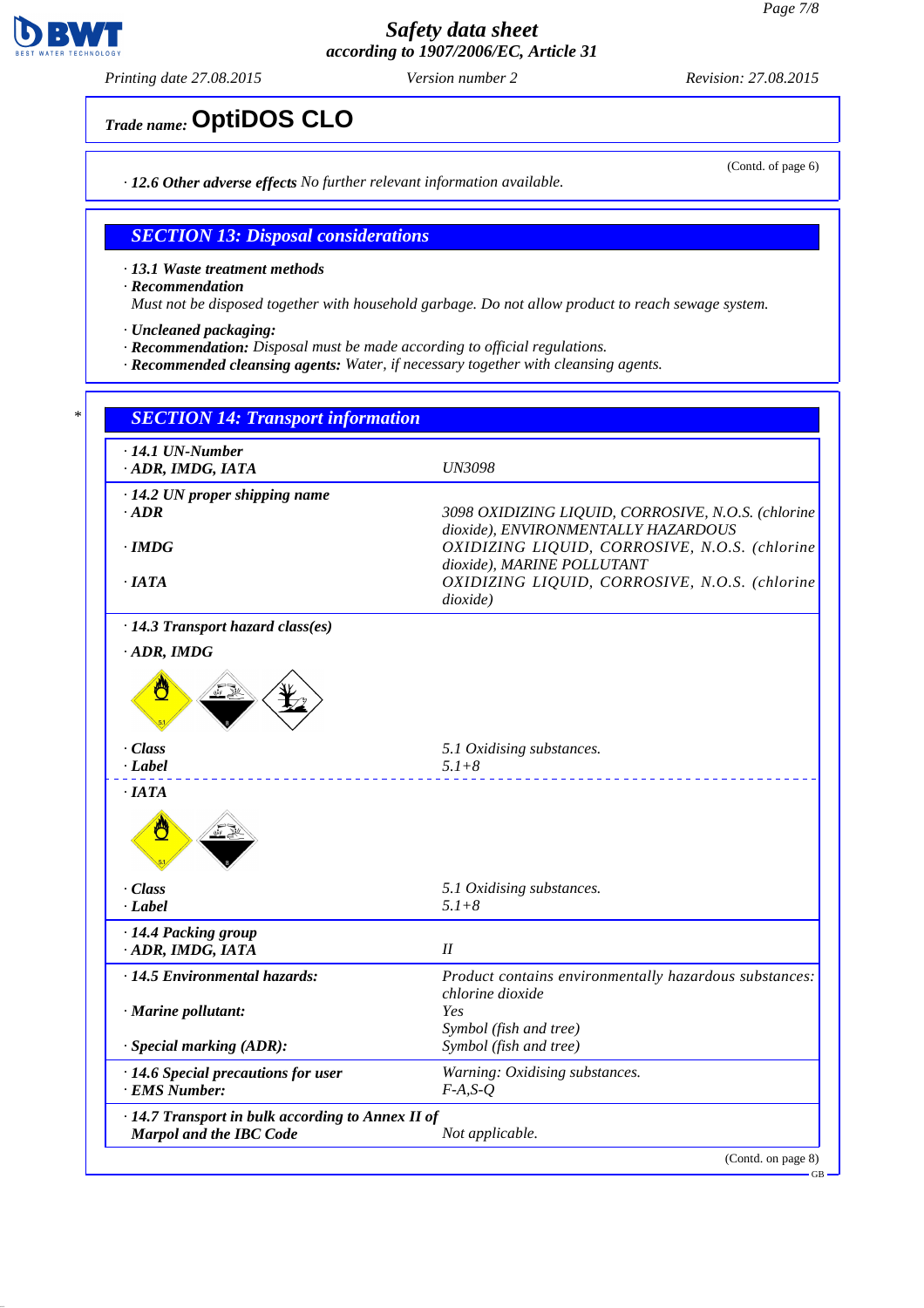**Trade name: OptiDOS CLO**

(Contd. of page 6)

· **12.6 Other adverse effects** No further relevant information available.

## SECTION 13: Disposal considerations

· **13.1 Waste treatment methods**
· **Recommendation**
Must not be disposed together with household garbage. Do not allow product to reach sewage system.

· **Uncleaned packaging:**
· **Recommendation:** Disposal must be made according to official regulations.
· **Recommended cleansing agents:** Water, if necessary together with cleansing agents.

## * SECTION 14: Transport information

| | |
|---|---|
| · **14.1 UN-Number** | |
| · **ADR, IMDG, IATA** | UN3098 |
| · **14.2 UN proper shipping name** | |
| · **ADR** | 3098 OXIDIZING LIQUID, CORROSIVE, N.O.S. (chlorine dioxide), ENVIRONMENTALLY HAZARDOUS |
| · **IMDG** | OXIDIZING LIQUID, CORROSIVE, N.O.S. (chlorine dioxide), MARINE POLLUTANT |
| · **IATA** | OXIDIZING LIQUID, CORROSIVE, N.O.S. (chlorine dioxide) |
| · **14.3 Transport hazard class(es)** | |
| · **ADR, IMDG** | |
| · **Class** | 5.1 Oxidising substances. |
| · **Label** | 5.1+8 |
| · **IATA** | |
| · **Class** | 5.1 Oxidising substances. |
| · **Label** | 5.1+8 |
| · **14.4 Packing group** | |
| · **ADR, IMDG, IATA** | II |
| · **14.5 Environmental hazards:** | Product contains environmentally hazardous substances: chlorine dioxide |
| · **Marine pollutant:** | Yes<br>Symbol (fish and tree) |
| · **Special marking (ADR):** | Symbol (fish and tree) |
| · **14.6 Special precautions for user** | Warning: Oxidising substances. |
| · **EMS Number:** | F-A,S-Q |
| · **14.7 Transport in bulk according to Annex II of Marpol and the IBC Code** | Not applicable. |

(Contd. on page 8)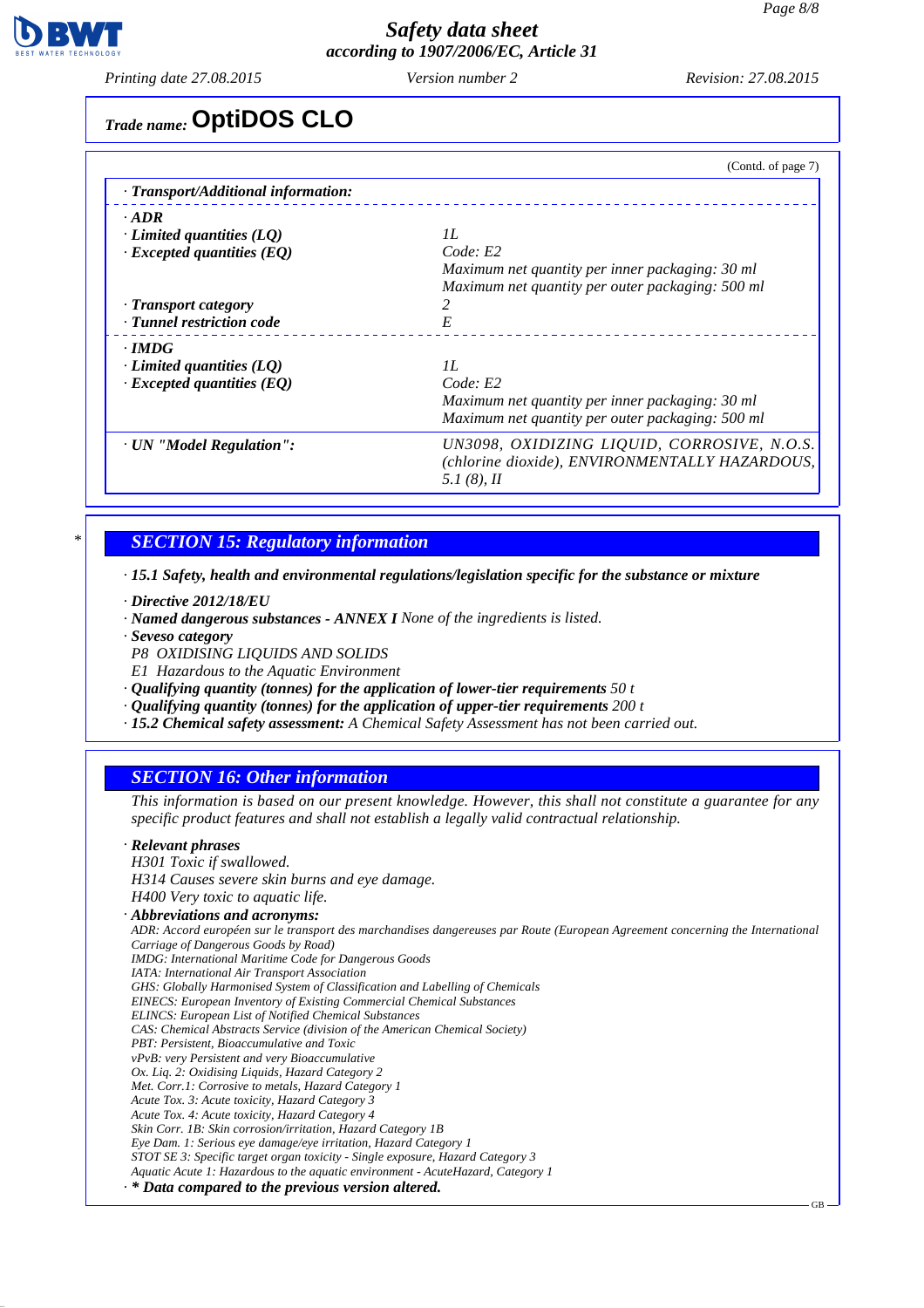*Trade name:* **OptiDOS CLO**

(Contd. of page 7)

| · *Transport/Additional information:* | |
|---|---|
| · ***ADR*** | |
| · ***Limited quantities (LQ)*** | *1L* |
| · ***Excepted quantities (EQ)*** | *Code: E2*<br>*Maximum net quantity per inner packaging: 30 ml*<br>*Maximum net quantity per outer packaging: 500 ml* |
| · ***Transport category*** | *2* |
| · ***Tunnel restriction code*** | *E* |
| · ***IMDG*** | |
| · ***Limited quantities (LQ)*** | *1L* |
| · ***Excepted quantities (EQ)*** | *Code: E2*<br>*Maximum net quantity per inner packaging: 30 ml*<br>*Maximum net quantity per outer packaging: 500 ml* |
| · ***UN "Model Regulation":*** | *UN3098, OXIDIZING LIQUID, CORROSIVE, N.O.S. (chlorine dioxide), ENVIRONMENTALLY HAZARDOUS, 5.1 (8), II* |

\*

## *SECTION 15: Regulatory information*

· ***15.1 Safety, health and environmental regulations/legislation specific for the substance or mixture***

· ***Directive 2012/18/EU***
· ***Named dangerous substances - ANNEX I*** *None of the ingredients is listed.*
· ***Seveso category***
*P8 OXIDISING LIQUIDS AND SOLIDS*
*E1 Hazardous to the Aquatic Environment*
· ***Qualifying quantity (tonnes) for the application of lower-tier requirements*** *50 t*
· ***Qualifying quantity (tonnes) for the application of upper-tier requirements*** *200 t*
· ***15.2 Chemical safety assessment:*** *A Chemical Safety Assessment has not been carried out.*

## *SECTION 16: Other information*

*This information is based on our present knowledge. However, this shall not constitute a guarantee for any specific product features and shall not establish a legally valid contractual relationship.*

· ***Relevant phrases***
*H301 Toxic if swallowed.*
*H314 Causes severe skin burns and eye damage.*
*H400 Very toxic to aquatic life.*

· ***Abbreviations and acronyms:***
*ADR: Accord européen sur le transport des marchandises dangereuses par Route (European Agreement concerning the International Carriage of Dangerous Goods by Road)*
*IMDG: International Maritime Code for Dangerous Goods*
*IATA: International Air Transport Association*
*GHS: Globally Harmonised System of Classification and Labelling of Chemicals*
*EINECS: European Inventory of Existing Commercial Chemical Substances*
*ELINCS: European List of Notified Chemical Substances*
*CAS: Chemical Abstracts Service (division of the American Chemical Society)*
*PBT: Persistent, Bioaccumulative and Toxic*
*vPvB: very Persistent and very Bioaccumulative*
*Ox. Liq. 2: Oxidising Liquids, Hazard Category 2*
*Met. Corr.1: Corrosive to metals, Hazard Category 1*
*Acute Tox. 3: Acute toxicity, Hazard Category 3*
*Acute Tox. 4: Acute toxicity, Hazard Category 4*
*Skin Corr. 1B: Skin corrosion/irritation, Hazard Category 1B*
*Eye Dam. 1: Serious eye damage/eye irritation, Hazard Category 1*
*STOT SE 3: Specific target organ toxicity - Single exposure, Hazard Category 3*
*Aquatic Acute 1: Hazardous to the aquatic environment - AcuteHazard, Category 1*

· ***\* Data compared to the previous version altered.***